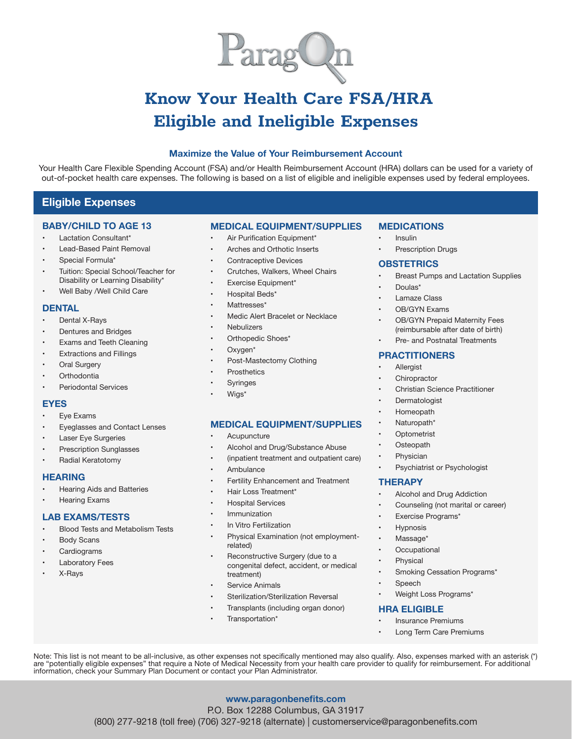ParagOn

# Know Your Health Care FSA/HRA Eligible and Ineligible Expenses

### Maximize the Value of Your Reimbursement Account

Your Health Care Flexible Spending Account (FSA) and/or Health Reimbursement Account (HRA) dollars can be used for a variety of out-of-pocket health care expenses. The following is based on a list of eligible and ineligible expenses used by federal employees.

## Eligible Expenses

### BABY/CHILD TO AGE 13

- Lactation Consultant*
- Lead-Based Paint Removal
- Special Formula*
- Tuition: Special School/Teacher for Disability or Learning Disability*
- Well Baby /Well Child Care

### DENTAL

- Dental X-Rays
- Dentures and Bridges
- Exams and Teeth Cleaning
- Extractions and Fillings
- Oral Surgery
- Orthodontia
- Periodontal Services

### EYES

- Eye Exams
- Eyeglasses and Contact Lenses
- Laser Eye Surgeries
- Prescription Sunglasses
- Radial Keratotomy

### HEARING

- Hearing Aids and Batteries
- Hearing Exams

### LAB EXAMS/TESTS

- Blood Tests and Metabolism Tests
- Body Scans
- Cardiograms
- Laboratory Fees
- X-Rays

### MEDICAL EQUIPMENT/SUPPLIES

- Air Purification Equipment*
- Arches and Orthotic Inserts
- Contraceptive Devices
- Crutches, Walkers, Wheel Chairs
- Exercise Equipment*
- Hospital Beds*
- Mattresses*
- Medic Alert Bracelet or Necklace
- Nebulizers
- Orthopedic Shoes*
- Oxygen*
- Post-Mastectomy Clothing
- Prosthetics
- Syringes
- Wigs*

### MEDICAL EQUIPMENT/SUPPLIES

- Acupuncture
- Alcohol and Drug/Substance Abuse
- (inpatient treatment and outpatient care)
- Ambulance
- Fertility Enhancement and Treatment
- Hair Loss Treatment*
- Hospital Services
- Immunization
- In Vitro Fertilization
- Physical Examination (not employment-related)
- Reconstructive Surgery (due to a congenital defect, accident, or medical treatment)
- Service Animals
- Sterilization/Sterilization Reversal
- Transplants (including organ donor)
- Transportation*

### MEDICATIONS

- Insulin
- Prescription Drugs

### OBSTETRICS

- Breast Pumps and Lactation Supplies
- Doulas*
- Lamaze Class
- OB/GYN Exams
- OB/GYN Prepaid Maternity Fees (reimbursable after date of birth)
- Pre- and Postnatal Treatments

### PRACTITIONERS

- Allergist
- Chiropractor
- Christian Science Practitioner
- Dermatologist
- Homeopath
- Naturopath*
- Optometrist
- Osteopath
- Physician
- Psychiatrist or Psychologist

### THERAPY

- Alcohol and Drug Addiction
- Counseling (not marital or career)
- Exercise Programs*
- Hypnosis
- Massage*
- Occupational
- Physical
- Smoking Cessation Programs*
- Speech
- Weight Loss Programs*

### HRA ELIGIBLE

- Insurance Premiums
- Long Term Care Premiums

Note: This list is not meant to be all-inclusive, as other expenses not specifically mentioned may also qualify. Also, expenses marked with an asterisk (*) are "potentially eligible expenses" that require a Note of Medical Necessity from your health care provider to qualify for reimbursement. For additional information, check your Summary Plan Document or contact your Plan Administrator.

**www.paragonbenefits.com**
P.O. Box 12288 Columbus, GA 31917
(800) 277-9218 (toll free) (706) 327-9218 (alternate) | customerservice@paragonbenefits.com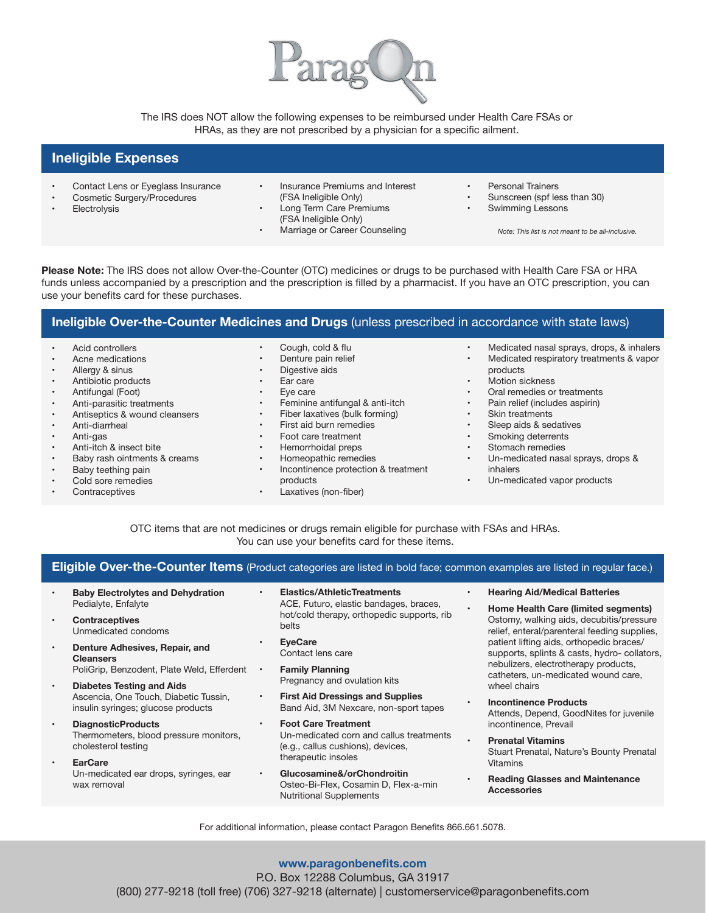Paragon

The IRS does NOT allow the following expenses to be reimbursed under Health Care FSAs or HRAs, as they are not prescribed by a physician for a specific ailment.

## Ineligible Expenses

- Contact Lens or Eyeglass Insurance
- Cosmetic Surgery/Procedures
- Electrolysis
- Insurance Premiums and Interest (FSA Ineligible Only)
- Long Term Care Premiums (FSA Ineligible Only)
- Marriage or Career Counseling
- Personal Trainers
- Sunscreen (spf less than 30)
- Swimming Lessons

*Note: This list is not meant to be all-inclusive.*

**Please Note:** The IRS does not allow Over-the-Counter (OTC) medicines or drugs to be purchased with Health Care FSA or HRA funds unless accompanied by a prescription and the prescription is filled by a pharmacist. If you have an OTC prescription, you can use your benefits card for these purchases.

## Ineligible Over-the-Counter Medicines and Drugs (unless prescribed in accordance with state laws)

- Acid controllers
- Acne medications
- Allergy & sinus
- Antibiotic products
- Antifungal (Foot)
- Anti-parasitic treatments
- Antiseptics & wound cleansers
- Anti-diarrheal
- Anti-gas
- Anti-itch & insect bite
- Baby rash ointments & creams
- Baby teething pain
- Cold sore remedies
- Contraceptives
- Cough, cold & flu
- Denture pain relief
- Digestive aids
- Ear care
- Eye care
- Feminine antifungal & anti-itch
- Fiber laxatives (bulk forming)
- First aid burn remedies
- Foot care treatment
- Hemorrhoidal preps
- Homeopathic remedies
- Incontinence protection & treatment products
- Laxatives (non-fiber)
- Medicated nasal sprays, drops, & inhalers
- Medicated respiratory treatments & vapor products
- Motion sickness
- Oral remedies or treatments
- Pain relief (includes aspirin)
- Skin treatments
- Sleep aids & sedatives
- Smoking deterrents
- Stomach remedies
- Un-medicated nasal sprays, drops & inhalers
- Un-medicated vapor products

OTC items that are not medicines or drugs remain eligible for purchase with FSAs and HRAs. You can use your benefits card for these items.

## Eligible Over-the-Counter Items (Product categories are listed in bold face; common examples are listed in regular face.)

- **Baby Electrolytes and Dehydration**
  Pedialyte, Enfalyte
- **Contraceptives**
  Unmedicated condoms
- **Denture Adhesives, Repair, and Cleansers**
  PoliGrip, Benzodent, Plate Weld, Efferdent
- **Diabetes Testing and Aids**
  Ascencia, One Touch, Diabetic Tussin, insulin syringes; glucose products
- **DiagnosticProducts**
  Thermometers, blood pressure monitors, cholesterol testing
- **EarCare**
  Un-medicated ear drops, syringes, ear wax removal
- **Elastics/AthleticTreatments**
  ACE, Futuro, elastic bandages, braces, hot/cold therapy, orthopedic supports, rib belts
- **EyeCare**
  Contact lens care
- **Family Planning**
  Pregnancy and ovulation kits
- **First Aid Dressings and Supplies**
  Band Aid, 3M Nexcare, non-sport tapes
- **Foot Care Treatment**
  Un-medicated corn and callus treatments (e.g., callus cushions), devices, therapeutic insoles
- **Glucosamine&/orChondroitin**
  Osteo-Bi-Flex, Cosamin D, Flex-a-min Nutritional Supplements
- **Hearing Aid/Medical Batteries**
- **Home Health Care (limited segments)**
  Ostomy, walking aids, decubitis/pressure relief, enteral/parenteral feeding supplies, patient lifting aids, orthopedic braces/ supports, splints & casts, hydro- collators, nebulizers, electrotherapy products, catheters, un-medicated wound care, wheel chairs
- **Incontinence Products**
  Attends, Depend, GoodNites for juvenile incontinence, Prevail
- **Prenatal Vitamins**
  Stuart Prenatal, Nature's Bounty Prenatal Vitamins
- **Reading Glasses and Maintenance Accessories**

For additional information, please contact Paragon Benefits 866.661.5078.

**www.paragonbenefits.com**
P.O. Box 12288 Columbus, GA 31917
(800) 277-9218 (toll free) (706) 327-9218 (alternate) | customerservice@paragonbenefits.com